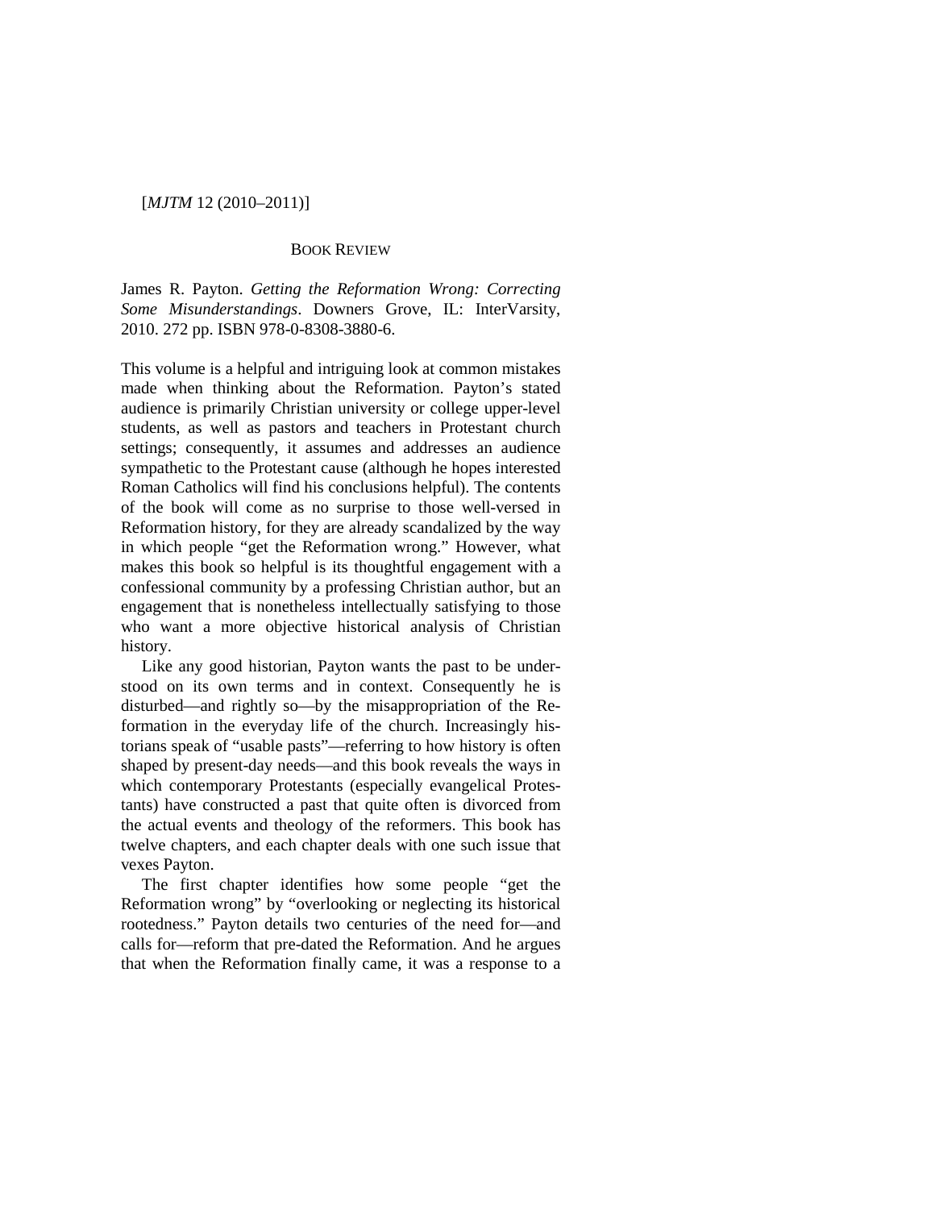[*MJTM* 12 (2010–2011)]

## BOOK REVIEW

James R. Payton. *Getting the Reformation Wrong: Correcting Some Misunderstandings*. Downers Grove, IL: InterVarsity, 2010. 272 pp. ISBN 978-0-8308-3880-6.

This volume is a helpful and intriguing look at common mistakes made when thinking about the Reformation. Payton's stated audience is primarily Christian university or college upper-level students, as well as pastors and teachers in Protestant church settings; consequently, it assumes and addresses an audience sympathetic to the Protestant cause (although he hopes interested Roman Catholics will find his conclusions helpful). The contents of the book will come as no surprise to those well-versed in Reformation history, for they are already scandalized by the way in which people "get the Reformation wrong." However, what makes this book so helpful is its thoughtful engagement with a confessional community by a professing Christian author, but an engagement that is nonetheless intellectually satisfying to those who want a more objective historical analysis of Christian history.

Like any good historian, Payton wants the past to be understood on its own terms and in context. Consequently he is disturbed—and rightly so—by the misappropriation of the Reformation in the everyday life of the church. Increasingly historians speak of "usable pasts"—referring to how history is often shaped by present-day needs—and this book reveals the ways in which contemporary Protestants (especially evangelical Protestants) have constructed a past that quite often is divorced from the actual events and theology of the reformers. This book has twelve chapters, and each chapter deals with one such issue that vexes Payton.

The first chapter identifies how some people "get the Reformation wrong" by "overlooking or neglecting its historical rootedness." Payton details two centuries of the need for—and calls for—reform that pre-dated the Reformation. And he argues that when the Reformation finally came, it was a response to a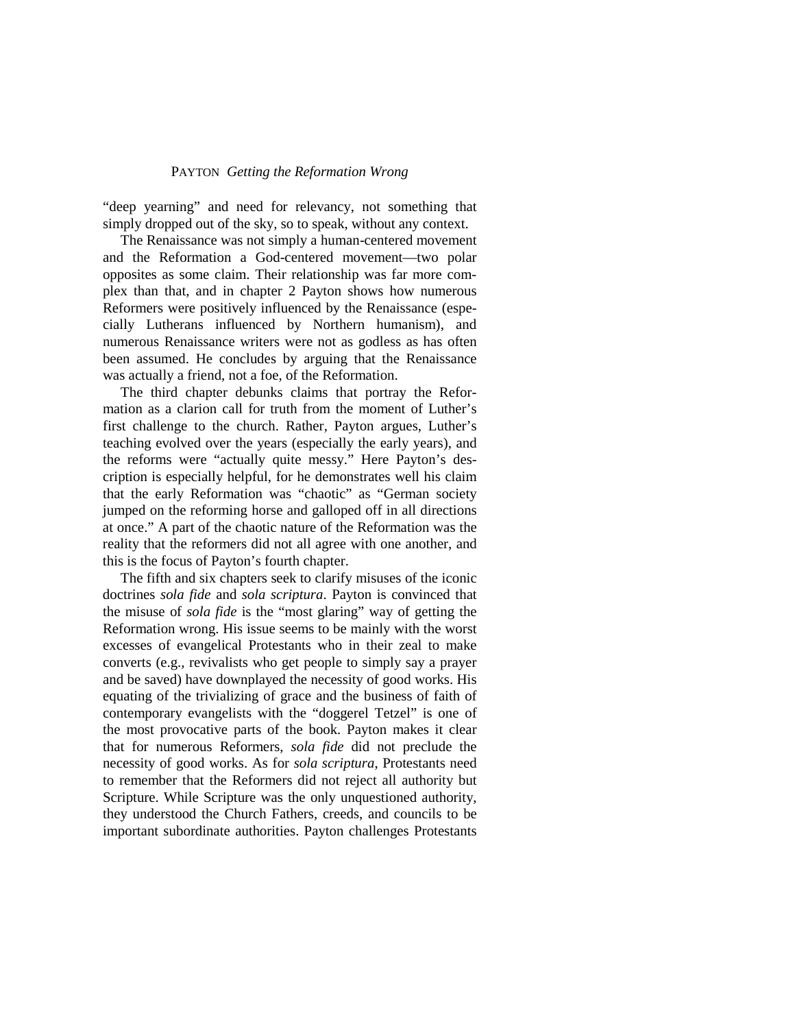"deep yearning" and need for relevancy, not something that simply dropped out of the sky, so to speak, without any context.

The Renaissance was not simply a human-centered movement and the Reformation a God-centered movement—two polar opposites as some claim. Their relationship was far more complex than that, and in chapter 2 Payton shows how numerous Reformers were positively influenced by the Renaissance (especially Lutherans influenced by Northern humanism), and numerous Renaissance writers were not as godless as has often been assumed. He concludes by arguing that the Renaissance was actually a friend, not a foe, of the Reformation.

The third chapter debunks claims that portray the Reformation as a clarion call for truth from the moment of Luther's first challenge to the church. Rather, Payton argues, Luther's teaching evolved over the years (especially the early years), and the reforms were "actually quite messy." Here Payton's description is especially helpful, for he demonstrates well his claim that the early Reformation was "chaotic" as "German society jumped on the reforming horse and galloped off in all directions at once." A part of the chaotic nature of the Reformation was the reality that the reformers did not all agree with one another, and this is the focus of Payton's fourth chapter.

The fifth and six chapters seek to clarify misuses of the iconic doctrines *sola fide* and *sola scriptura*. Payton is convinced that the misuse of *sola fide* is the "most glaring" way of getting the Reformation wrong. His issue seems to be mainly with the worst excesses of evangelical Protestants who in their zeal to make converts (e.g., revivalists who get people to simply say a prayer and be saved) have downplayed the necessity of good works. His equating of the trivializing of grace and the business of faith of contemporary evangelists with the "doggerel Tetzel" is one of the most provocative parts of the book. Payton makes it clear that for numerous Reformers, *sola fide* did not preclude the necessity of good works. As for *sola scriptura*, Protestants need to remember that the Reformers did not reject all authority but Scripture. While Scripture was the only unquestioned authority, they understood the Church Fathers, creeds, and councils to be important subordinate authorities. Payton challenges Protestants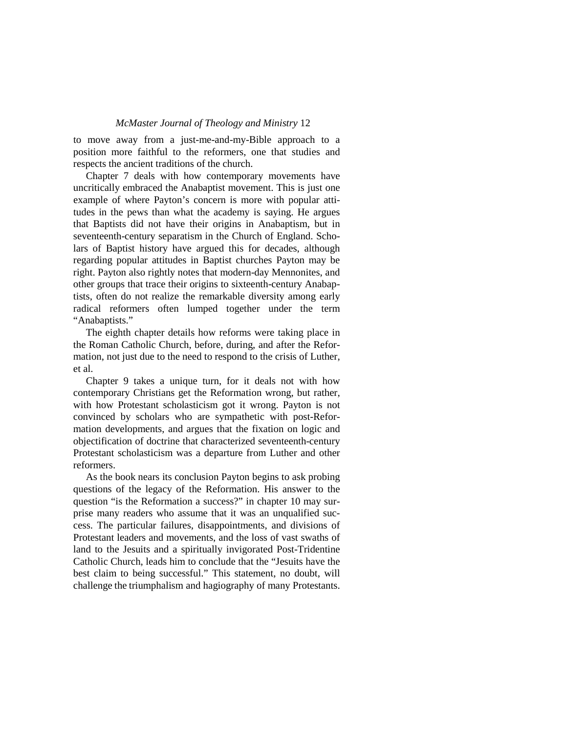to move away from a just-me-and-my-Bible approach to a position more faithful to the reformers, one that studies and respects the ancient traditions of the church.

Chapter 7 deals with how contemporary movements have uncritically embraced the Anabaptist movement. This is just one example of where Payton's concern is more with popular attitudes in the pews than what the academy is saying. He argues that Baptists did not have their origins in Anabaptism, but in seventeenth-century separatism in the Church of England. Scholars of Baptist history have argued this for decades, although regarding popular attitudes in Baptist churches Payton may be right. Payton also rightly notes that modern-day Mennonites, and other groups that trace their origins to sixteenth-century Anabaptists, often do not realize the remarkable diversity among early radical reformers often lumped together under the term "Anabaptists."

The eighth chapter details how reforms were taking place in the Roman Catholic Church, before, during, and after the Reformation, not just due to the need to respond to the crisis of Luther, et al.

Chapter 9 takes a unique turn, for it deals not with how contemporary Christians get the Reformation wrong, but rather, with how Protestant scholasticism got it wrong. Payton is not convinced by scholars who are sympathetic with post-Reformation developments, and argues that the fixation on logic and objectification of doctrine that characterized seventeenth-century Protestant scholasticism was a departure from Luther and other reformers.

As the book nears its conclusion Payton begins to ask probing questions of the legacy of the Reformation. His answer to the question "is the Reformation a success?" in chapter 10 may surprise many readers who assume that it was an unqualified success. The particular failures, disappointments, and divisions of Protestant leaders and movements, and the loss of vast swaths of land to the Jesuits and a spiritually invigorated Post-Tridentine Catholic Church, leads him to conclude that the "Jesuits have the best claim to being successful." This statement, no doubt, will challenge the triumphalism and hagiography of many Protestants.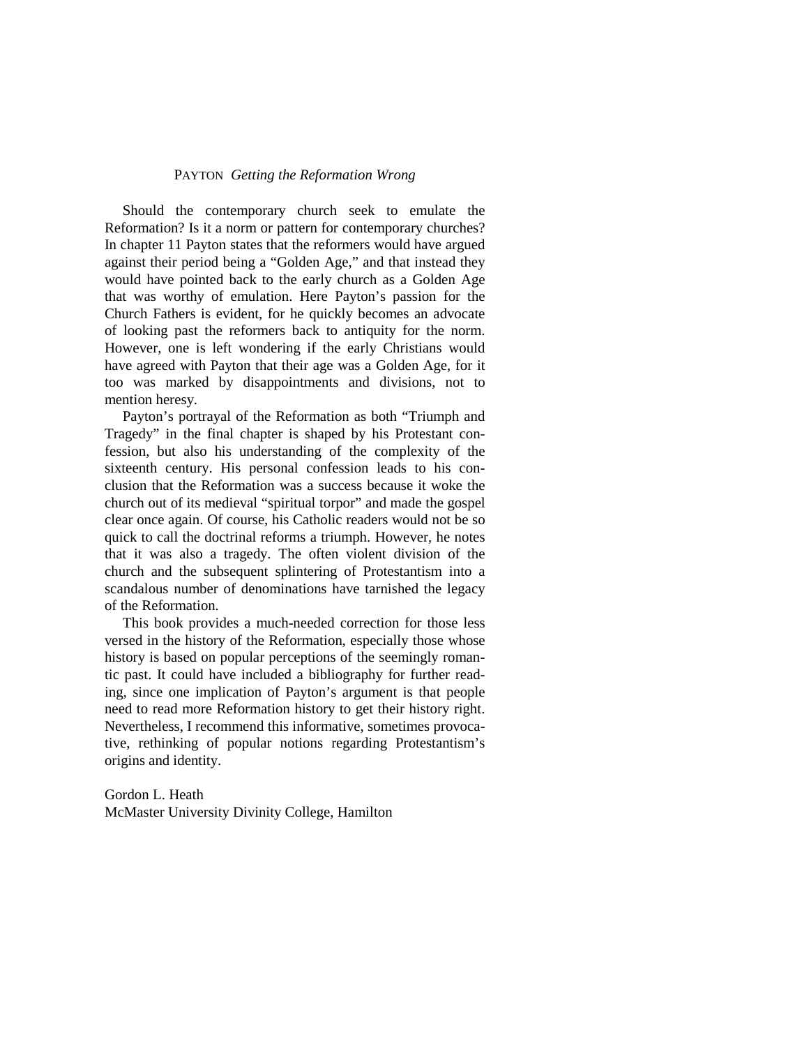Should the contemporary church seek to emulate the Reformation? Is it a norm or pattern for contemporary churches? In chapter 11 Payton states that the reformers would have argued against their period being a "Golden Age," and that instead they would have pointed back to the early church as a Golden Age that was worthy of emulation. Here Payton's passion for the Church Fathers is evident, for he quickly becomes an advocate of looking past the reformers back to antiquity for the norm. However, one is left wondering if the early Christians would have agreed with Payton that their age was a Golden Age, for it too was marked by disappointments and divisions, not to mention heresy.

Payton's portrayal of the Reformation as both "Triumph and Tragedy" in the final chapter is shaped by his Protestant confession, but also his understanding of the complexity of the sixteenth century. His personal confession leads to his conclusion that the Reformation was a success because it woke the church out of its medieval "spiritual torpor" and made the gospel clear once again. Of course, his Catholic readers would not be so quick to call the doctrinal reforms a triumph. However, he notes that it was also a tragedy. The often violent division of the church and the subsequent splintering of Protestantism into a scandalous number of denominations have tarnished the legacy of the Reformation.

This book provides a much-needed correction for those less versed in the history of the Reformation, especially those whose history is based on popular perceptions of the seemingly romantic past. It could have included a bibliography for further reading, since one implication of Payton's argument is that people need to read more Reformation history to get their history right. Nevertheless, I recommend this informative, sometimes provocative, rethinking of popular notions regarding Protestantism's origins and identity.

Gordon L. Heath
McMaster University Divinity College, Hamilton